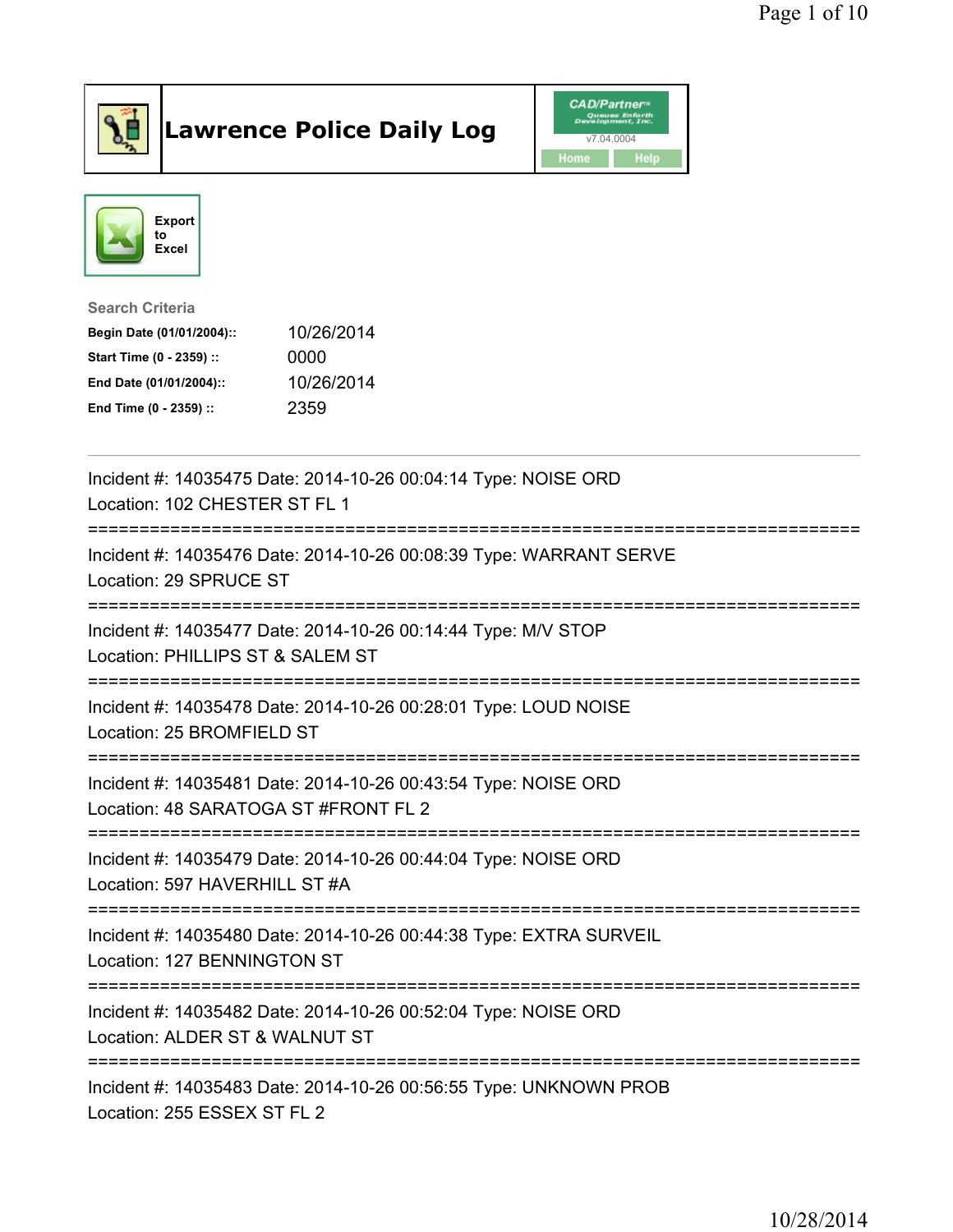# Lawrence Police Daily Log

Export to Excel

**Search Criteria**

| | |
|---|---|
| **Begin Date (01/01/2004)::** | 10/26/2014 |
| **Start Time (0 - 2359) ::** | 0000 |
| **End Date (01/01/2004)::** | 10/26/2014 |
| **End Time (0 - 2359) ::** | 2359 |

---

Incident #: 14035475 Date: 2014-10-26 00:04:14 Type: NOISE ORD
Location: 102 CHESTER ST FL 1

===========================================================================

Incident #: 14035476 Date: 2014-10-26 00:08:39 Type: WARRANT SERVE
Location: 29 SPRUCE ST

===========================================================================

Incident #: 14035477 Date: 2014-10-26 00:14:44 Type: M/V STOP
Location: PHILLIPS ST & SALEM ST

===========================================================================

Incident #: 14035478 Date: 2014-10-26 00:28:01 Type: LOUD NOISE
Location: 25 BROMFIELD ST

===========================================================================

Incident #: 14035481 Date: 2014-10-26 00:43:54 Type: NOISE ORD
Location: 48 SARATOGA ST #FRONT FL 2

===========================================================================

Incident #: 14035479 Date: 2014-10-26 00:44:04 Type: NOISE ORD
Location: 597 HAVERHILL ST #A

===========================================================================

Incident #: 14035480 Date: 2014-10-26 00:44:38 Type: EXTRA SURVEIL
Location: 127 BENNINGTON ST

===========================================================================

Incident #: 14035482 Date: 2014-10-26 00:52:04 Type: NOISE ORD
Location: ALDER ST & WALNUT ST

===========================================================================

Incident #: 14035483 Date: 2014-10-26 00:56:55 Type: UNKNOWN PROB
Location: 255 ESSEX ST FL 2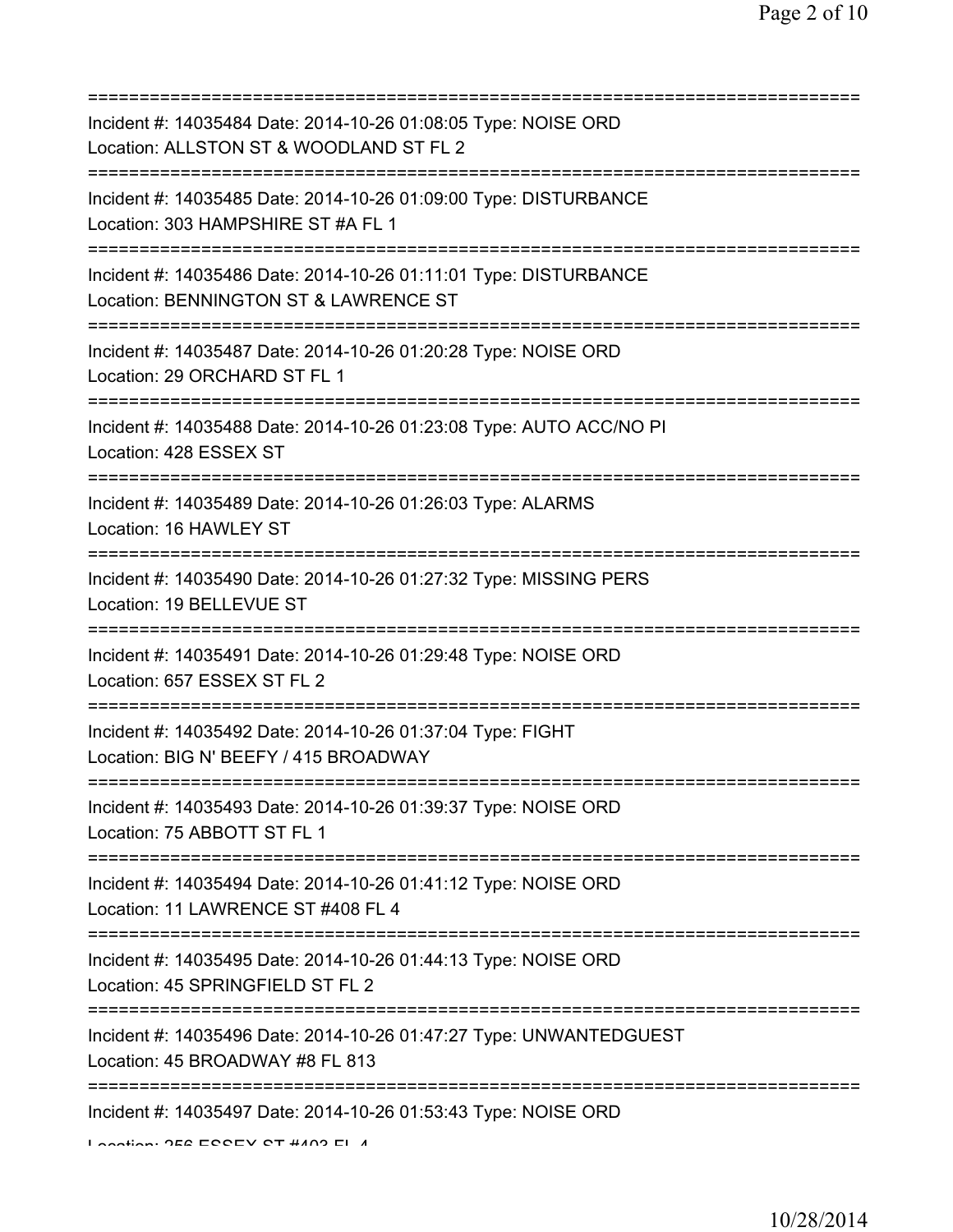==============================================================================
Incident #: 14035484 Date: 2014-10-26 01:08:05 Type: NOISE ORD
Location: ALLSTON ST & WOODLAND ST FL 2
==============================================================================
Incident #: 14035485 Date: 2014-10-26 01:09:00 Type: DISTURBANCE
Location: 303 HAMPSHIRE ST #A FL 1
==============================================================================
Incident #: 14035486 Date: 2014-10-26 01:11:01 Type: DISTURBANCE
Location: BENNINGTON ST & LAWRENCE ST
==============================================================================
Incident #: 14035487 Date: 2014-10-26 01:20:28 Type: NOISE ORD
Location: 29 ORCHARD ST FL 1
==============================================================================
Incident #: 14035488 Date: 2014-10-26 01:23:08 Type: AUTO ACC/NO PI
Location: 428 ESSEX ST
==============================================================================
Incident #: 14035489 Date: 2014-10-26 01:26:03 Type: ALARMS
Location: 16 HAWLEY ST
==============================================================================
Incident #: 14035490 Date: 2014-10-26 01:27:32 Type: MISSING PERS
Location: 19 BELLEVUE ST
==============================================================================
Incident #: 14035491 Date: 2014-10-26 01:29:48 Type: NOISE ORD
Location: 657 ESSEX ST FL 2
==============================================================================
Incident #: 14035492 Date: 2014-10-26 01:37:04 Type: FIGHT
Location: BIG N' BEEFY / 415 BROADWAY
==============================================================================
Incident #: 14035493 Date: 2014-10-26 01:39:37 Type: NOISE ORD
Location: 75 ABBOTT ST FL 1
==============================================================================
Incident #: 14035494 Date: 2014-10-26 01:41:12 Type: NOISE ORD
Location: 11 LAWRENCE ST #408 FL 4
==============================================================================
Incident #: 14035495 Date: 2014-10-26 01:44:13 Type: NOISE ORD
Location: 45 SPRINGFIELD ST FL 2
==============================================================================
Incident #: 14035496 Date: 2014-10-26 01:47:27 Type: UNWANTEDGUEST
Location: 45 BROADWAY #8 FL 813
==============================================================================
Incident #: 14035497 Date: 2014-10-26 01:53:43 Type: NOISE ORD
Location: 256 ESSEX ST #403 FL 4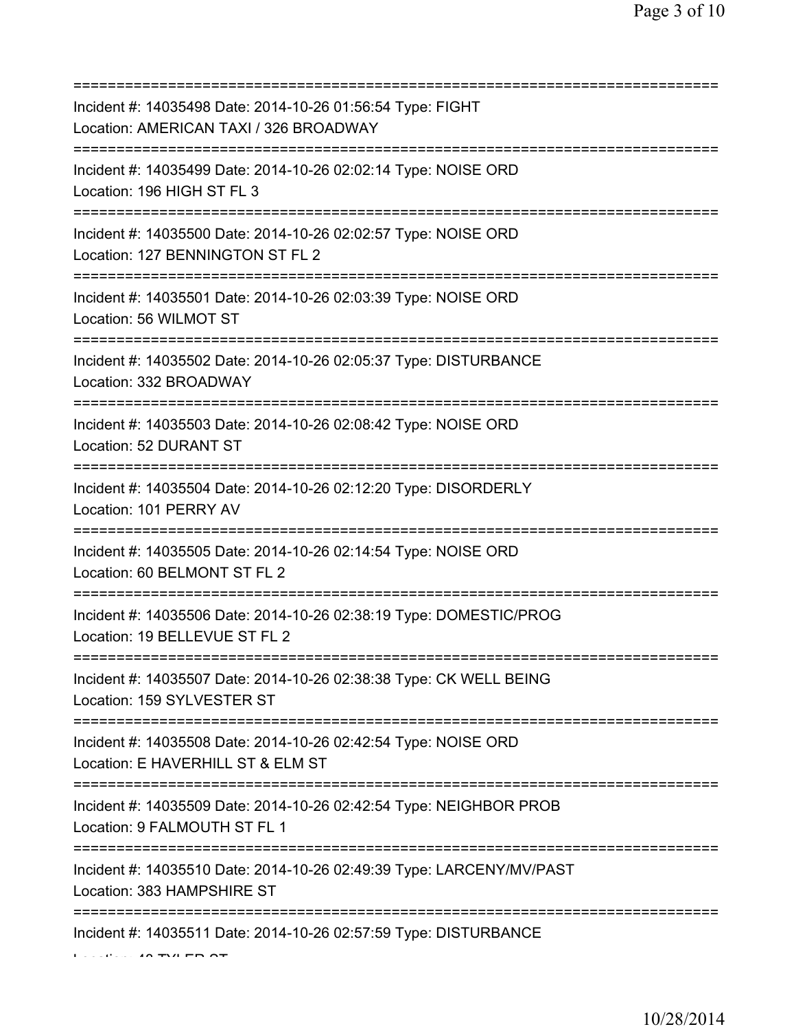===========================================================================
Incident #: 14035498 Date: 2014-10-26 01:56:54 Type: FIGHT
Location: AMERICAN TAXI / 326 BROADWAY
===========================================================================
Incident #: 14035499 Date: 2014-10-26 02:02:14 Type: NOISE ORD
Location: 196 HIGH ST FL 3
===========================================================================
Incident #: 14035500 Date: 2014-10-26 02:02:57 Type: NOISE ORD
Location: 127 BENNINGTON ST FL 2
===========================================================================
Incident #: 14035501 Date: 2014-10-26 02:03:39 Type: NOISE ORD
Location: 56 WILMOT ST
===========================================================================
Incident #: 14035502 Date: 2014-10-26 02:05:37 Type: DISTURBANCE
Location: 332 BROADWAY
===========================================================================
Incident #: 14035503 Date: 2014-10-26 02:08:42 Type: NOISE ORD
Location: 52 DURANT ST
===========================================================================
Incident #: 14035504 Date: 2014-10-26 02:12:20 Type: DISORDERLY
Location: 101 PERRY AV
===========================================================================
Incident #: 14035505 Date: 2014-10-26 02:14:54 Type: NOISE ORD
Location: 60 BELMONT ST FL 2
===========================================================================
Incident #: 14035506 Date: 2014-10-26 02:38:19 Type: DOMESTIC/PROG
Location: 19 BELLEVUE ST FL 2
===========================================================================
Incident #: 14035507 Date: 2014-10-26 02:38:38 Type: CK WELL BEING
Location: 159 SYLVESTER ST
===========================================================================
Incident #: 14035508 Date: 2014-10-26 02:42:54 Type: NOISE ORD
Location: E HAVERHILL ST & ELM ST
===========================================================================
Incident #: 14035509 Date: 2014-10-26 02:42:54 Type: NEIGHBOR PROB
Location: 9 FALMOUTH ST FL 1
===========================================================================
Incident #: 14035510 Date: 2014-10-26 02:49:39 Type: LARCENY/MV/PAST
Location: 383 HAMPSHIRE ST
===========================================================================
Incident #: 14035511 Date: 2014-10-26 02:57:59 Type: DISTURBANCE
Location: 48 TYLER ST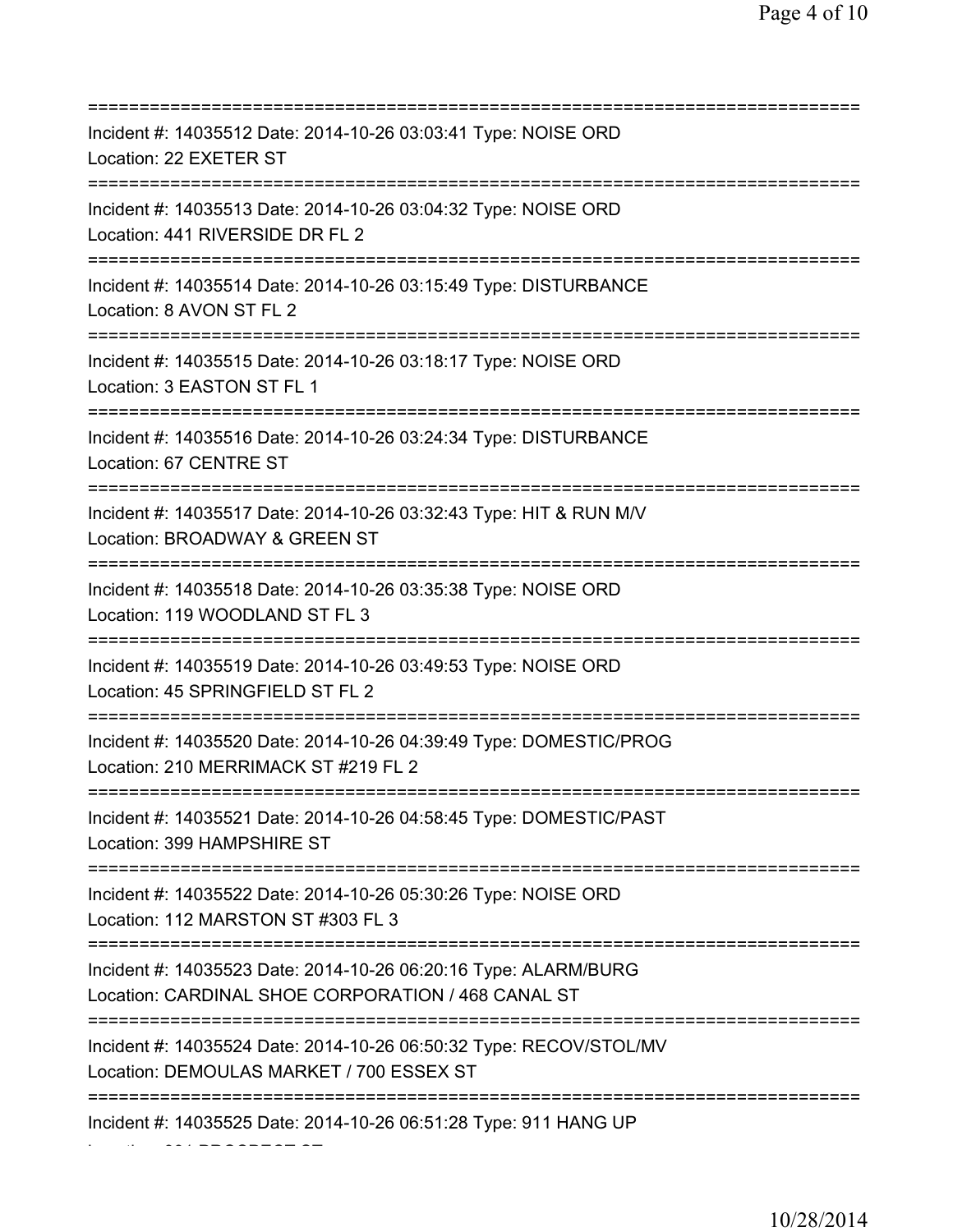===========================================================================
Incident #: 14035512 Date: 2014-10-26 03:03:41 Type: NOISE ORD
Location: 22 EXETER ST
===========================================================================
Incident #: 14035513 Date: 2014-10-26 03:04:32 Type: NOISE ORD
Location: 441 RIVERSIDE DR FL 2
===========================================================================
Incident #: 14035514 Date: 2014-10-26 03:15:49 Type: DISTURBANCE
Location: 8 AVON ST FL 2
===========================================================================
Incident #: 14035515 Date: 2014-10-26 03:18:17 Type: NOISE ORD
Location: 3 EASTON ST FL 1
===========================================================================
Incident #: 14035516 Date: 2014-10-26 03:24:34 Type: DISTURBANCE
Location: 67 CENTRE ST
===========================================================================
Incident #: 14035517 Date: 2014-10-26 03:32:43 Type: HIT & RUN M/V
Location: BROADWAY & GREEN ST
===========================================================================
Incident #: 14035518 Date: 2014-10-26 03:35:38 Type: NOISE ORD
Location: 119 WOODLAND ST FL 3
===========================================================================
Incident #: 14035519 Date: 2014-10-26 03:49:53 Type: NOISE ORD
Location: 45 SPRINGFIELD ST FL 2
===========================================================================
Incident #: 14035520 Date: 2014-10-26 04:39:49 Type: DOMESTIC/PROG
Location: 210 MERRIMACK ST #219 FL 2
===========================================================================
Incident #: 14035521 Date: 2014-10-26 04:58:45 Type: DOMESTIC/PAST
Location: 399 HAMPSHIRE ST
===========================================================================
Incident #: 14035522 Date: 2014-10-26 05:30:26 Type: NOISE ORD
Location: 112 MARSTON ST #303 FL 3
===========================================================================
Incident #: 14035523 Date: 2014-10-26 06:20:16 Type: ALARM/BURG
Location: CARDINAL SHOE CORPORATION / 468 CANAL ST
===========================================================================
Incident #: 14035524 Date: 2014-10-26 06:50:32 Type: RECOV/STOL/MV
Location: DEMOULAS MARKET / 700 ESSEX ST
===========================================================================
Incident #: 14035525 Date: 2014-10-26 06:51:28 Type: 911 HANG UP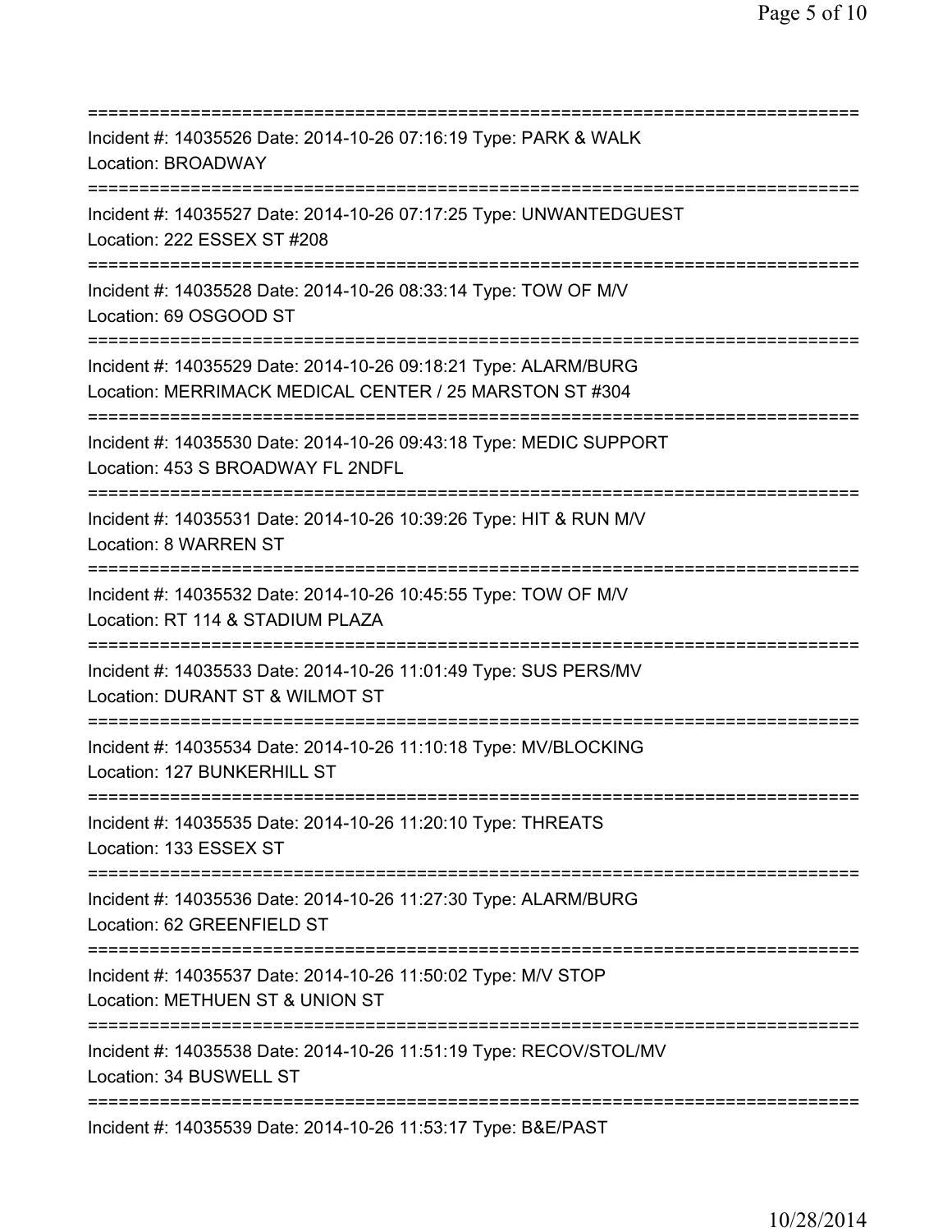==============================================================================
Incident #: 14035526 Date: 2014-10-26 07:16:19 Type: PARK & WALK
Location: BROADWAY
==============================================================================
Incident #: 14035527 Date: 2014-10-26 07:17:25 Type: UNWANTEDGUEST
Location: 222 ESSEX ST #208
==============================================================================
Incident #: 14035528 Date: 2014-10-26 08:33:14 Type: TOW OF M/V
Location: 69 OSGOOD ST
==============================================================================
Incident #: 14035529 Date: 2014-10-26 09:18:21 Type: ALARM/BURG
Location: MERRIMACK MEDICAL CENTER / 25 MARSTON ST #304
==============================================================================
Incident #: 14035530 Date: 2014-10-26 09:43:18 Type: MEDIC SUPPORT
Location: 453 S BROADWAY FL 2NDFL
==============================================================================
Incident #: 14035531 Date: 2014-10-26 10:39:26 Type: HIT & RUN M/V
Location: 8 WARREN ST
==============================================================================
Incident #: 14035532 Date: 2014-10-26 10:45:55 Type: TOW OF M/V
Location: RT 114 & STADIUM PLAZA
==============================================================================
Incident #: 14035533 Date: 2014-10-26 11:01:49 Type: SUS PERS/MV
Location: DURANT ST & WILMOT ST
==============================================================================
Incident #: 14035534 Date: 2014-10-26 11:10:18 Type: MV/BLOCKING
Location: 127 BUNKERHILL ST
==============================================================================
Incident #: 14035535 Date: 2014-10-26 11:20:10 Type: THREATS
Location: 133 ESSEX ST
==============================================================================
Incident #: 14035536 Date: 2014-10-26 11:27:30 Type: ALARM/BURG
Location: 62 GREENFIELD ST
==============================================================================
Incident #: 14035537 Date: 2014-10-26 11:50:02 Type: M/V STOP
Location: METHUEN ST & UNION ST
==============================================================================
Incident #: 14035538 Date: 2014-10-26 11:51:19 Type: RECOV/STOL/MV
Location: 34 BUSWELL ST
==============================================================================
Incident #: 14035539 Date: 2014-10-26 11:53:17 Type: B&E/PAST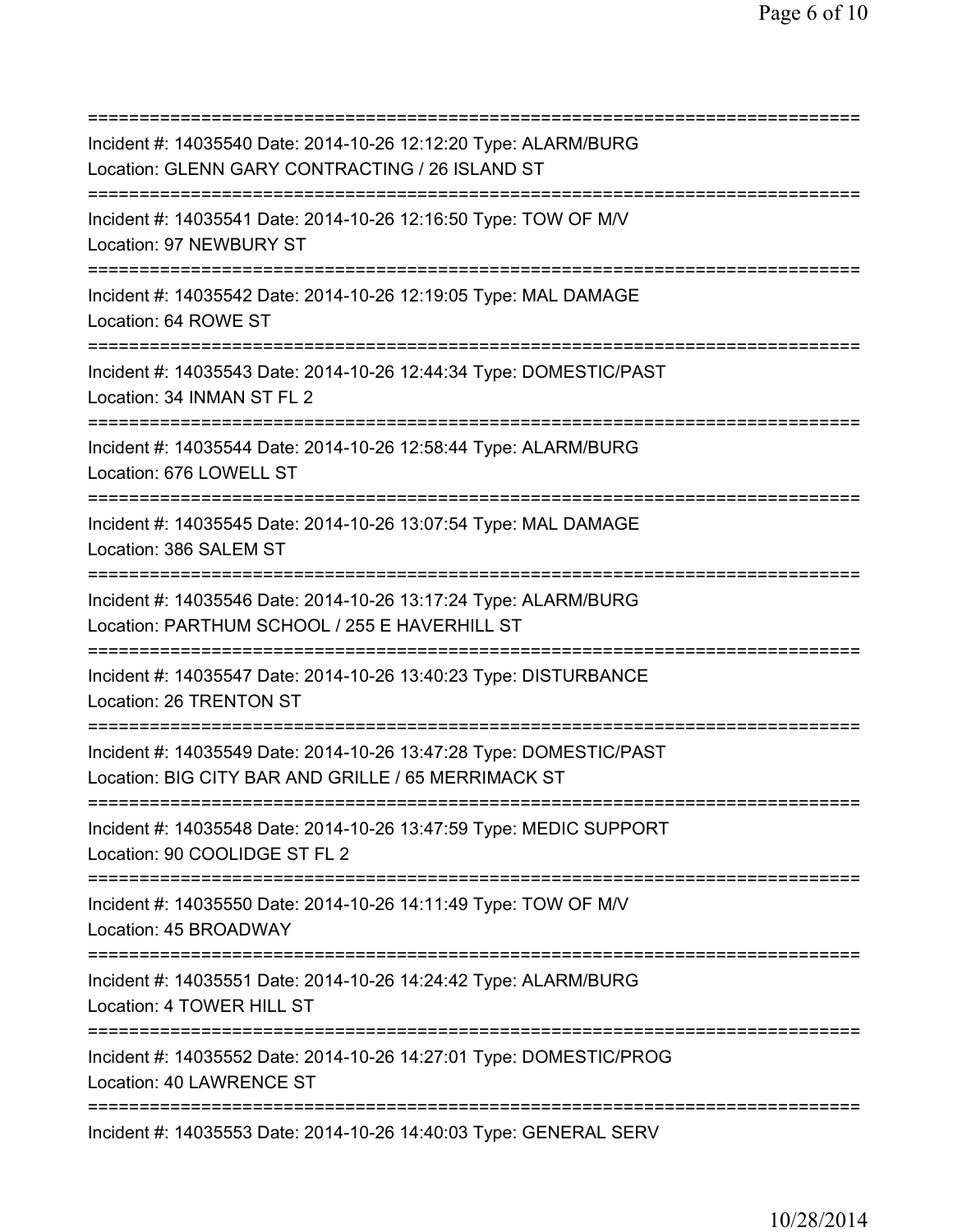===========================================================================
Incident #: 14035540 Date: 2014-10-26 12:12:20 Type: ALARM/BURG
Location: GLENN GARY CONTRACTING / 26 ISLAND ST
===========================================================================
Incident #: 14035541 Date: 2014-10-26 12:16:50 Type: TOW OF M/V
Location: 97 NEWBURY ST
===========================================================================
Incident #: 14035542 Date: 2014-10-26 12:19:05 Type: MAL DAMAGE
Location: 64 ROWE ST
===========================================================================
Incident #: 14035543 Date: 2014-10-26 12:44:34 Type: DOMESTIC/PAST
Location: 34 INMAN ST FL 2
===========================================================================
Incident #: 14035544 Date: 2014-10-26 12:58:44 Type: ALARM/BURG
Location: 676 LOWELL ST
===========================================================================
Incident #: 14035545 Date: 2014-10-26 13:07:54 Type: MAL DAMAGE
Location: 386 SALEM ST
===========================================================================
Incident #: 14035546 Date: 2014-10-26 13:17:24 Type: ALARM/BURG
Location: PARTHUM SCHOOL / 255 E HAVERHILL ST
===========================================================================
Incident #: 14035547 Date: 2014-10-26 13:40:23 Type: DISTURBANCE
Location: 26 TRENTON ST
===========================================================================
Incident #: 14035549 Date: 2014-10-26 13:47:28 Type: DOMESTIC/PAST
Location: BIG CITY BAR AND GRILLE / 65 MERRIMACK ST
===========================================================================
Incident #: 14035548 Date: 2014-10-26 13:47:59 Type: MEDIC SUPPORT
Location: 90 COOLIDGE ST FL 2
===========================================================================
Incident #: 14035550 Date: 2014-10-26 14:11:49 Type: TOW OF M/V
Location: 45 BROADWAY
===========================================================================
Incident #: 14035551 Date: 2014-10-26 14:24:42 Type: ALARM/BURG
Location: 4 TOWER HILL ST
===========================================================================
Incident #: 14035552 Date: 2014-10-26 14:27:01 Type: DOMESTIC/PROG
Location: 40 LAWRENCE ST
===========================================================================
Incident #: 14035553 Date: 2014-10-26 14:40:03 Type: GENERAL SERV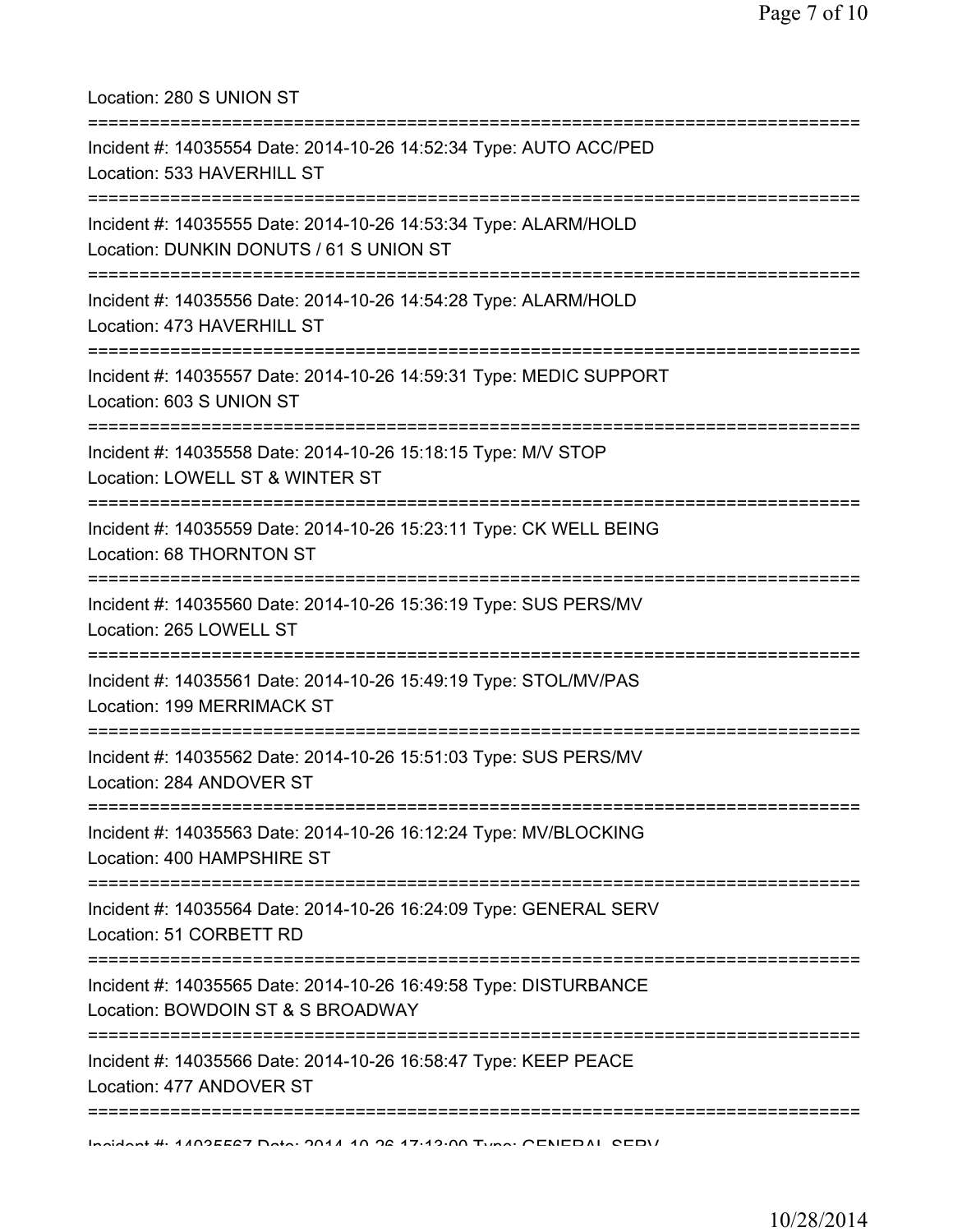Location: 280 S UNION ST

===========================================================================

Incident #: 14035554 Date: 2014-10-26 14:52:34 Type: AUTO ACC/PED

Location: 533 HAVERHILL ST

===========================================================================

Incident #: 14035555 Date: 2014-10-26 14:53:34 Type: ALARM/HOLD

Location: DUNKIN DONUTS / 61 S UNION ST

===========================================================================

Incident #: 14035556 Date: 2014-10-26 14:54:28 Type: ALARM/HOLD

Location: 473 HAVERHILL ST

===========================================================================

Incident #: 14035557 Date: 2014-10-26 14:59:31 Type: MEDIC SUPPORT

Location: 603 S UNION ST

===========================================================================

Incident #: 14035558 Date: 2014-10-26 15:18:15 Type: M/V STOP

Location: LOWELL ST & WINTER ST

===========================================================================

Incident #: 14035559 Date: 2014-10-26 15:23:11 Type: CK WELL BEING

Location: 68 THORNTON ST

===========================================================================

Incident #: 14035560 Date: 2014-10-26 15:36:19 Type: SUS PERS/MV

Location: 265 LOWELL ST

===========================================================================

Incident #: 14035561 Date: 2014-10-26 15:49:19 Type: STOL/MV/PAS

Location: 199 MERRIMACK ST

===========================================================================

Incident #: 14035562 Date: 2014-10-26 15:51:03 Type: SUS PERS/MV

Location: 284 ANDOVER ST

===========================================================================

Incident #: 14035563 Date: 2014-10-26 16:12:24 Type: MV/BLOCKING

Location: 400 HAMPSHIRE ST

===========================================================================

Incident #: 14035564 Date: 2014-10-26 16:24:09 Type: GENERAL SERV

Location: 51 CORBETT RD

===========================================================================

Incident #: 14035565 Date: 2014-10-26 16:49:58 Type: DISTURBANCE

Location: BOWDOIN ST & S BROADWAY

===========================================================================

Incident #: 14035566 Date: 2014-10-26 16:58:47 Type: KEEP PEACE

Location: 477 ANDOVER ST

===========================================================================

Incident #: 14035567 Date: 2014-10-26 17:13:00 Type: GENERAL SERV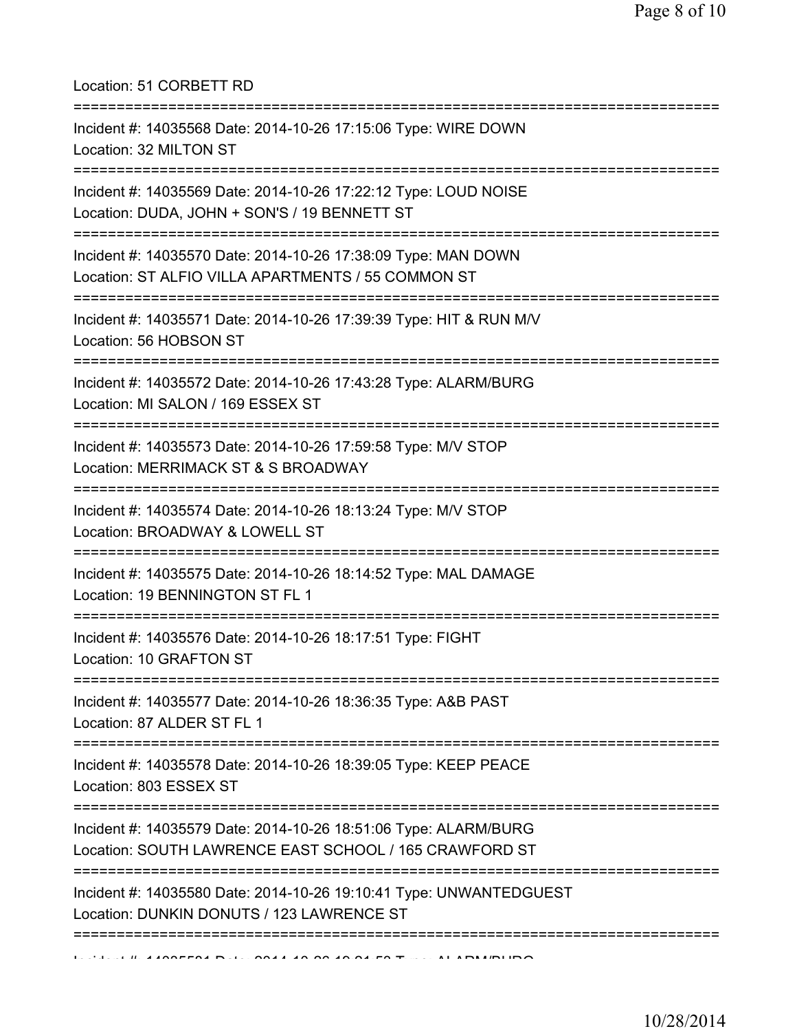Location: 51 CORBETT RD

===========================================================================

Incident #: 14035568 Date: 2014-10-26 17:15:06 Type: WIRE DOWN
Location: 32 MILTON ST

===========================================================================

Incident #: 14035569 Date: 2014-10-26 17:22:12 Type: LOUD NOISE
Location: DUDA, JOHN + SON'S / 19 BENNETT ST

===========================================================================

Incident #: 14035570 Date: 2014-10-26 17:38:09 Type: MAN DOWN
Location: ST ALFIO VILLA APARTMENTS / 55 COMMON ST

===========================================================================

Incident #: 14035571 Date: 2014-10-26 17:39:39 Type: HIT & RUN M/V
Location: 56 HOBSON ST

===========================================================================

Incident #: 14035572 Date: 2014-10-26 17:43:28 Type: ALARM/BURG
Location: MI SALON / 169 ESSEX ST

===========================================================================

Incident #: 14035573 Date: 2014-10-26 17:59:58 Type: M/V STOP
Location: MERRIMACK ST & S BROADWAY

===========================================================================

Incident #: 14035574 Date: 2014-10-26 18:13:24 Type: M/V STOP
Location: BROADWAY & LOWELL ST

===========================================================================

Incident #: 14035575 Date: 2014-10-26 18:14:52 Type: MAL DAMAGE
Location: 19 BENNINGTON ST FL 1

===========================================================================

Incident #: 14035576 Date: 2014-10-26 18:17:51 Type: FIGHT
Location: 10 GRAFTON ST

===========================================================================

Incident #: 14035577 Date: 2014-10-26 18:36:35 Type: A&B PAST
Location: 87 ALDER ST FL 1

===========================================================================

Incident #: 14035578 Date: 2014-10-26 18:39:05 Type: KEEP PEACE
Location: 803 ESSEX ST

===========================================================================

Incident #: 14035579 Date: 2014-10-26 18:51:06 Type: ALARM/BURG
Location: SOUTH LAWRENCE EAST SCHOOL / 165 CRAWFORD ST

===========================================================================

Incident #: 14035580 Date: 2014-10-26 19:10:41 Type: UNWANTEDGUEST
Location: DUNKIN DONUTS / 123 LAWRENCE ST

===========================================================================

Incident #: 14035581 Date: 2014-10-26 19:21:52 Type: ALARM/BURG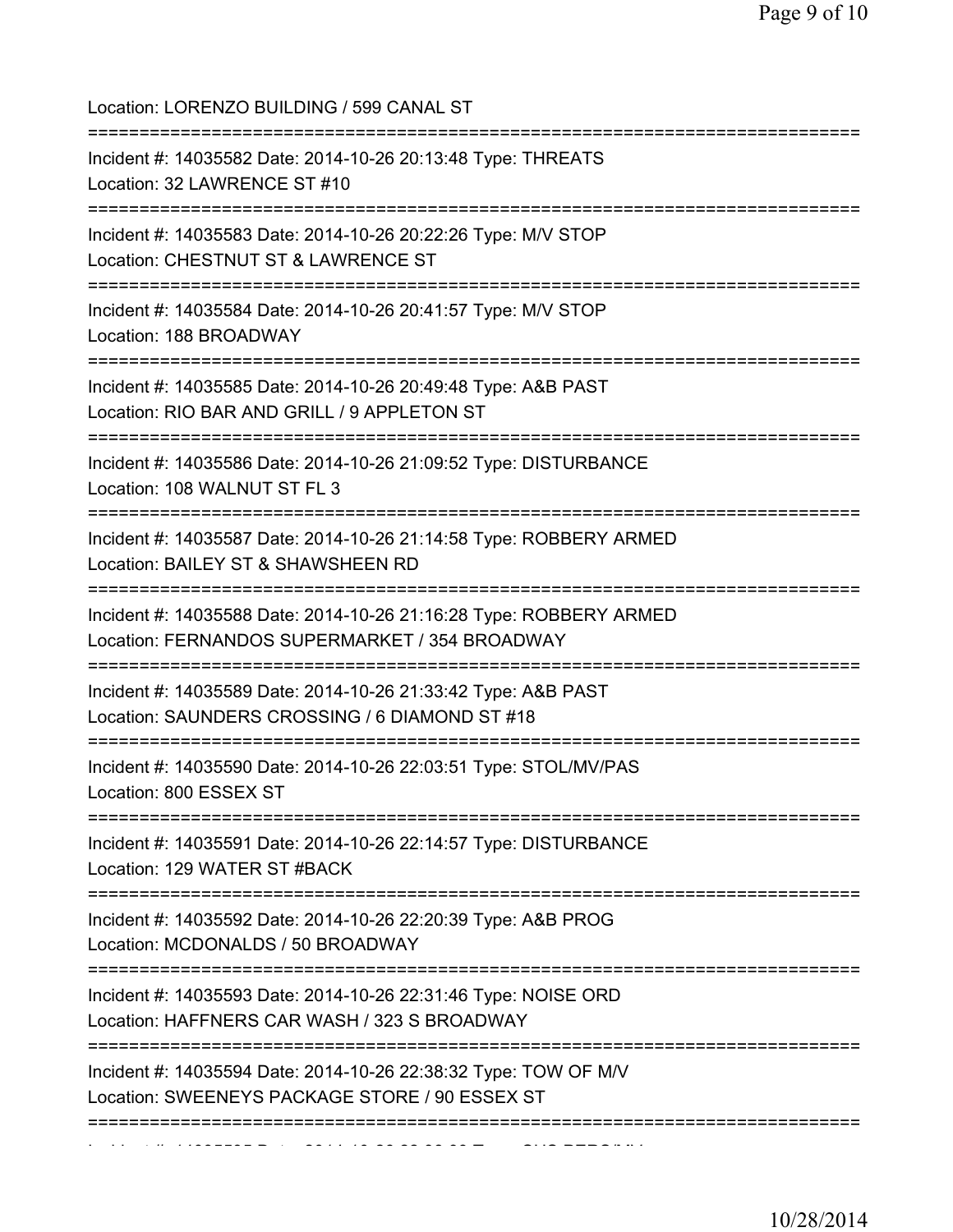Location: LORENZO BUILDING / 599 CANAL ST

===========================================================================

Incident #: 14035582 Date: 2014-10-26 20:13:48 Type: THREATS
Location: 32 LAWRENCE ST #10

===========================================================================

Incident #: 14035583 Date: 2014-10-26 20:22:26 Type: M/V STOP
Location: CHESTNUT ST & LAWRENCE ST

===========================================================================

Incident #: 14035584 Date: 2014-10-26 20:41:57 Type: M/V STOP
Location: 188 BROADWAY

===========================================================================

Incident #: 14035585 Date: 2014-10-26 20:49:48 Type: A&B PAST
Location: RIO BAR AND GRILL / 9 APPLETON ST

===========================================================================

Incident #: 14035586 Date: 2014-10-26 21:09:52 Type: DISTURBANCE
Location: 108 WALNUT ST FL 3

===========================================================================

Incident #: 14035587 Date: 2014-10-26 21:14:58 Type: ROBBERY ARMED
Location: BAILEY ST & SHAWSHEEN RD

===========================================================================

Incident #: 14035588 Date: 2014-10-26 21:16:28 Type: ROBBERY ARMED
Location: FERNANDOS SUPERMARKET / 354 BROADWAY

===========================================================================

Incident #: 14035589 Date: 2014-10-26 21:33:42 Type: A&B PAST
Location: SAUNDERS CROSSING / 6 DIAMOND ST #18

===========================================================================

Incident #: 14035590 Date: 2014-10-26 22:03:51 Type: STOL/MV/PAS
Location: 800 ESSEX ST

===========================================================================

Incident #: 14035591 Date: 2014-10-26 22:14:57 Type: DISTURBANCE
Location: 129 WATER ST #BACK

===========================================================================

Incident #: 14035592 Date: 2014-10-26 22:20:39 Type: A&B PROG
Location: MCDONALDS / 50 BROADWAY

===========================================================================

Incident #: 14035593 Date: 2014-10-26 22:31:46 Type: NOISE ORD
Location: HAFFNERS CAR WASH / 323 S BROADWAY

===========================================================================

Incident #: 14035594 Date: 2014-10-26 22:38:32 Type: TOW OF M/V
Location: SWEENEYS PACKAGE STORE / 90 ESSEX ST

===========================================================================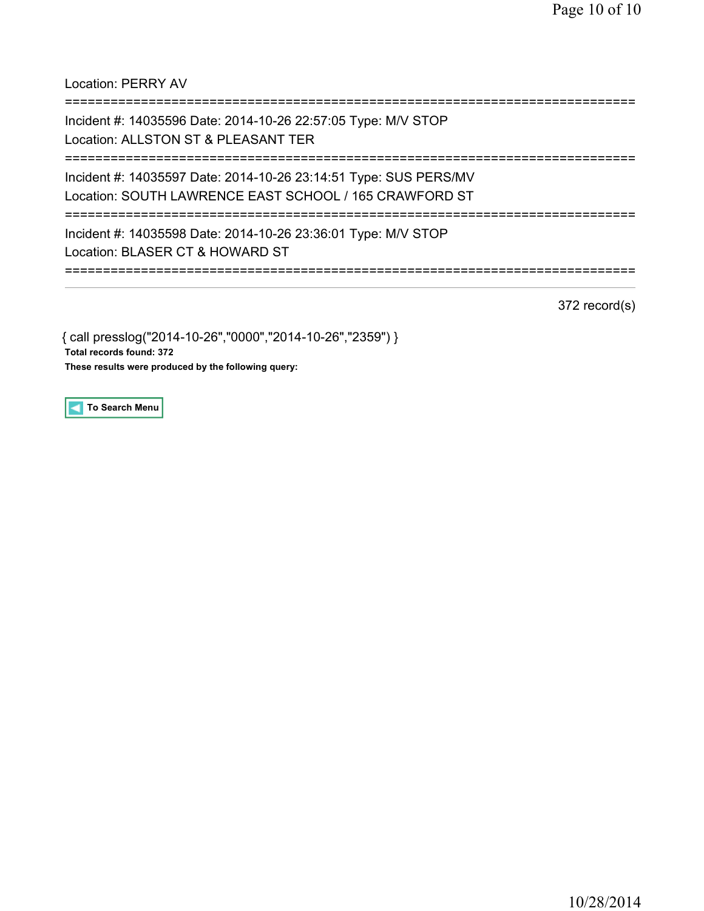Location: PERRY AV

===========================================================================

Incident #: 14035596 Date: 2014-10-26 22:57:05 Type: M/V STOP

Location: ALLSTON ST & PLEASANT TER

===========================================================================

Incident #: 14035597 Date: 2014-10-26 23:14:51 Type: SUS PERS/MV

Location: SOUTH LAWRENCE EAST SCHOOL / 165 CRAWFORD ST

===========================================================================

Incident #: 14035598 Date: 2014-10-26 23:36:01 Type: M/V STOP

Location: BLASER CT & HOWARD ST

===========================================================================

372 record(s)

{ call presslog("2014-10-26","0000","2014-10-26","2359") }

**Total records found: 372**

**These results were produced by the following query:**

To Search Menu